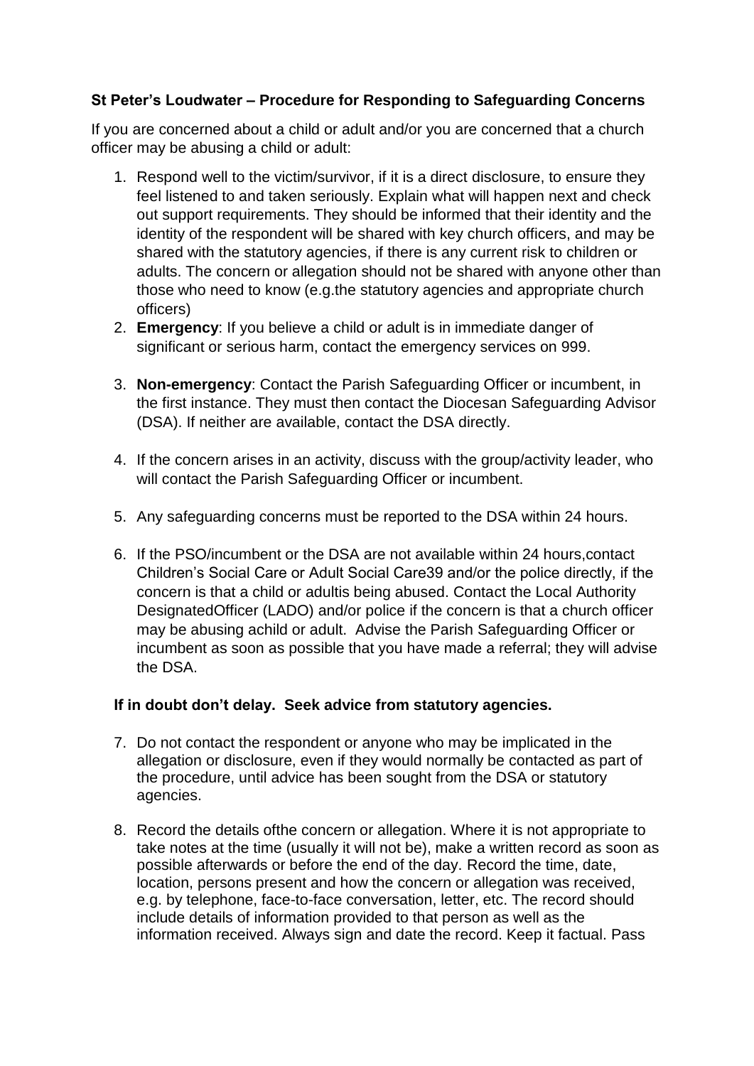**St Peter's Loudwater – Procedure for Responding to Safeguarding Concerns**

If you are concerned about a child or adult and/or you are concerned that a church officer may be abusing a child or adult:

1. Respond well to the victim/survivor, if it is a direct disclosure, to ensure they feel listened to and taken seriously. Explain what will happen next and check out support requirements. They should be informed that their identity and the identity of the respondent will be shared with key church officers, and may be shared with the statutory agencies, if there is any current risk to children or adults. The concern or allegation should not be shared with anyone other than those who need to know (e.g.the statutory agencies and appropriate church officers)
2. **Emergency**: If you believe a child or adult is in immediate danger of significant or serious harm, contact the emergency services on 999.
3. **Non-emergency**: Contact the Parish Safeguarding Officer or incumbent, in the first instance. They must then contact the Diocesan Safeguarding Advisor (DSA). If neither are available, contact the DSA directly.
4. If the concern arises in an activity, discuss with the group/activity leader, who will contact the Parish Safeguarding Officer or incumbent.
5. Any safeguarding concerns must be reported to the DSA within 24 hours.
6. If the PSO/incumbent or the DSA are not available within 24 hours,contact Children's Social Care or Adult Social Care39 and/or the police directly, if the concern is that a child or adultis being abused. Contact the Local Authority DesignatedOfficer (LADO) and/or police if the concern is that a church officer may be abusing achild or adult. Advise the Parish Safeguarding Officer or incumbent as soon as possible that you have made a referral; they will advise the DSA.

**If in doubt don't delay. Seek advice from statutory agencies.**

7. Do not contact the respondent or anyone who may be implicated in the allegation or disclosure, even if they would normally be contacted as part of the procedure, until advice has been sought from the DSA or statutory agencies.
8. Record the details ofthe concern or allegation. Where it is not appropriate to take notes at the time (usually it will not be), make a written record as soon as possible afterwards or before the end of the day. Record the time, date, location, persons present and how the concern or allegation was received, e.g. by telephone, face-to-face conversation, letter, etc. The record should include details of information provided to that person as well as the information received. Always sign and date the record. Keep it factual. Pass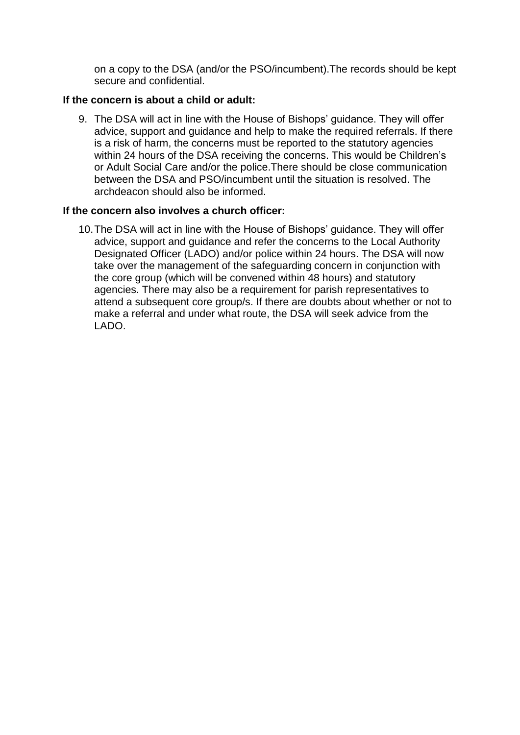on a copy to the DSA (and/or the PSO/incumbent).The records should be kept secure and confidential.

**If the concern is about a child or adult:**

9. The DSA will act in line with the House of Bishops' guidance. They will offer advice, support and guidance and help to make the required referrals. If there is a risk of harm, the concerns must be reported to the statutory agencies within 24 hours of the DSA receiving the concerns. This would be Children's or Adult Social Care and/or the police.There should be close communication between the DSA and PSO/incumbent until the situation is resolved. The archdeacon should also be informed.

**If the concern also involves a church officer:**

10. The DSA will act in line with the House of Bishops' guidance. They will offer advice, support and guidance and refer the concerns to the Local Authority Designated Officer (LADO) and/or police within 24 hours. The DSA will now take over the management of the safeguarding concern in conjunction with the core group (which will be convened within 48 hours) and statutory agencies. There may also be a requirement for parish representatives to attend a subsequent core group/s. If there are doubts about whether or not to make a referral and under what route, the DSA will seek advice from the LADO.